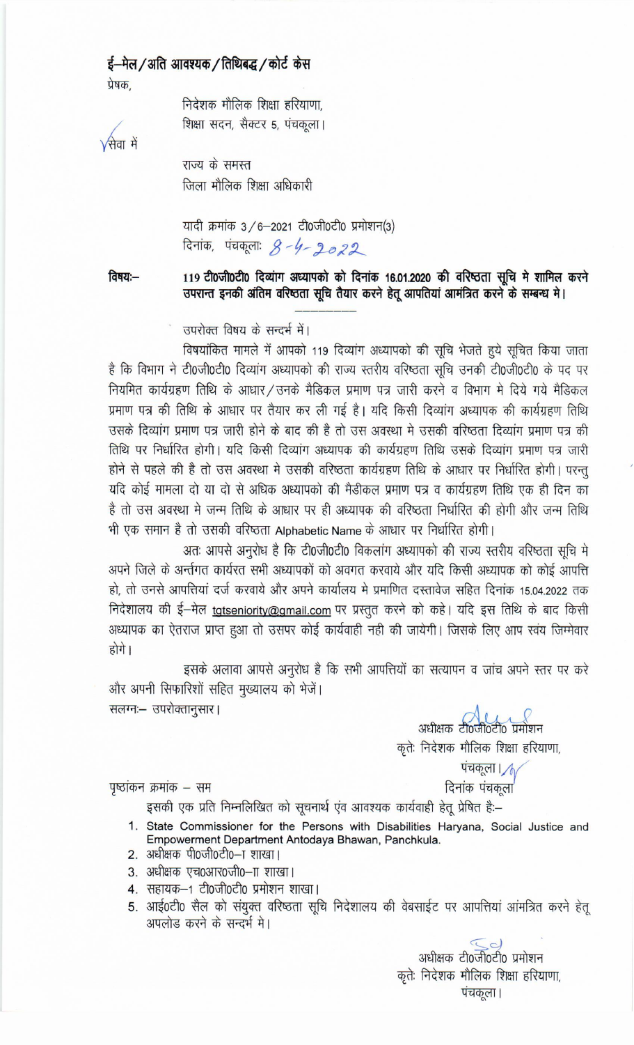**ई–मेल/अति आवश्यक/तिथिबद्ध/कोर्ट केस**

प्रेषक,

निदेशक मौलिक शिक्षा हरियाणा,
शिक्षा सदन, सैक्टर 5, पंचकूला।

सेवा में

राज्य के समस्त
जिला मौलिक शिक्षा अधिकारी

यादी क्रमांक 3/6–2021 टी0जी0टी0 प्रमोशन(3)
दिनांक, पंचकूलाः 8-4-2022

**विषयः–** **119 टी0जी0टी0 दिव्यांग अध्यापको को दिनांक 16.01.2020 की वरिष्ठता सूचि मे शामिल करने उपरान्त इनकी अंतिम वरिष्ठता सूचि तैयार करने हेतू आपतियां आमंत्रित करने के सम्बन्ध मे।**

उपरोक्त विषय के सन्दर्भ में।

विषयांकित मामले में आपको 119 दिव्यांग अध्यापको की सूचि भेजते हुये सूचित किया जाता है कि विभाग ने टी0जी0टी0 दिव्यांग अध्यापको की राज्य स्तरीय वरिष्ठता सूचि उनकी टी0जी0टी0 के पद पर नियमित कार्यग्रहण तिथि के आधार/उनके मैडिकल प्रमाण पत्र जारी करने व विभाग मे दिये गये मैडिकल प्रमाण पत्र की तिथि के आधार पर तैयार कर ली गई है। यदि किसी दिव्यांग अध्यापक की कार्यग्रहण तिथि उसके दिव्यांग प्रमाण पत्र जारी होने के बाद की है तो उस अवस्था मे उसकी वरिष्ठता दिव्यांग प्रमाण पत्र की तिथि पर निर्धारित होगी। यदि किसी दिव्यांग अध्यापक की कार्यग्रहण तिथि उसके दिव्यांग प्रमाण पत्र जारी होने से पहले की है तो उस अवस्था मे उसकी वरिष्ठता कार्यग्रहण तिथि के आधार पर निर्धारित होगी। परन्तु यदि कोई मामला दो या दो से अधिक अध्यापको की मैडीकल प्रमाण पत्र व कार्यग्रहण तिथि एक ही दिन का है तो उस अवस्था मे जन्म तिथि के आधार पर ही अध्यापक की वरिष्ठता निर्धारित की होगी और जन्म तिथि भी एक समान है तो उसकी वरिष्ठता Alphabetic Name के आधार पर निर्धारित होगी।

अतः आपसे अनुरोध है कि टी0जी0टी0 विकलांग अध्यापको की राज्य स्तरीय वरिष्ठता सूचि मे अपने जिले के अर्न्तगत कार्यरत सभी अध्यापकों को अवगत करवाये और यदि किसी अध्यापक को कोई आपत्ति हो, तो उनसे आपत्तियां दर्ज करवाये और अपने कार्यालय मे प्रमाणित दस्तावेज सहित दिनांक 15.04.2022 तक निदेशालय की ई–मेल tgtseniority@gmail.com पर प्रस्तुत करने को कहे। यदि इस तिथि के बाद किसी अध्यापक का ऐतराज प्राप्त हुआ तो उसपर कोई कार्यवाही नही की जायेगी। जिसके लिए आप स्वयं जिम्मेवार होगे।

इसके अलावा आपसे अनुरोध है कि सभी आपत्तियों का सत्यापन व जांच अपने स्तर पर करे और अपनी सिफारिशों सहित मुख्यालय को भेजें।

सलग्नः– उपरोक्तानुसार।

अधीक्षक टी0जी0टी0 प्रमोशन
कृतेः निदेशक मौलिक शिक्षा हरियाणा,
पंचकूला।

पृष्ठांकन क्रमांक – सम　　　　　　　　　　　　　　　　दिनांक पंचकूला

इसकी एक प्रति निम्नलिखित को सूचनार्थ एंव आवश्यक कार्यवाही हेतू प्रेषित हैः–

1. State Commissioner for the Persons with Disabilities Haryana, Social Justice and Empowerment Department Antodaya Bhawan, Panchkula.
2. अधीक्षक पी0जी0टी0–I शाखा।
3. अधीक्षक एच0आर0जी0–II शाखा।
4. सहायक–1 टी0जी0टी0 प्रमोशन शाखा।
5. आई0टी0 सैल को संयुक्त वरिष्ठता सूचि निदेशालय की वेबसाईट पर आपत्तियां आमंत्रित करने हेतू अपलोड करने के सन्दर्भ मे।

अधीक्षक टी0जी0टी0 प्रमोशन
कृतेः निदेशक मौलिक शिक्षा हरियाणा,
पंचकूला।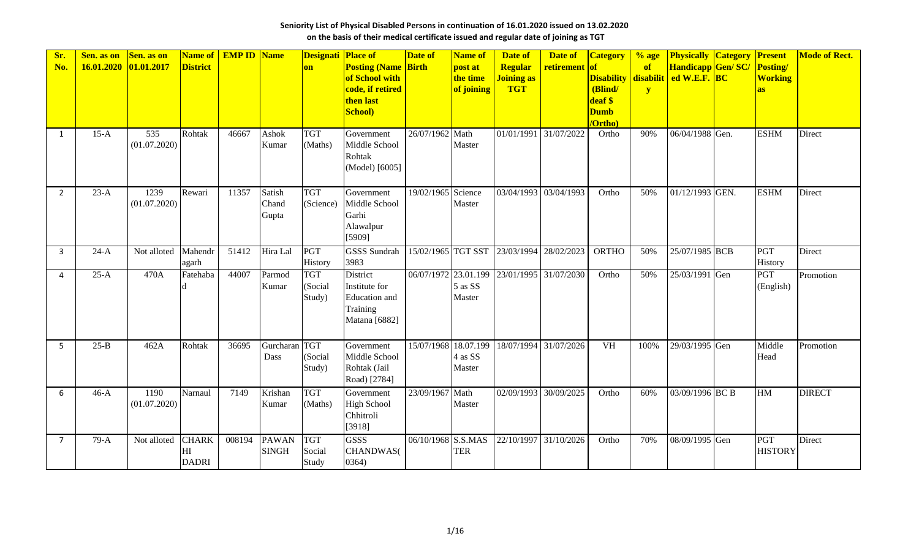**Seniority List of Physical Disabled Persons in continuation of 16.01.2020 issued on 13.02.2020**
**on the basis of their medical certificate issued and regular date of joining as TGT**

| Sr. No. | Sen. as on 16.01.2020 | Sen. as on 01.01.2017 | Name of District | EMP ID | Name | Designation | Place of Posting (Name of School with code, if retired then last School) | Date of Birth | Name of post at the time of joining | Date of Regular Joining as TGT | Date of retirement | Category of Disability (Blind/ deaf $ Dumb /Ortho) | % age of disability | Physically Handicapped W.E.F. | Category Gen/ SC/ BC | Present Posting/ Working as | Mode of Rect. |
|---|---|---|---|---|---|---|---|---|---|---|---|---|---|---|---|---|---|
| 1 | 15-A | 535 (01.07.2020) | Rohtak | 46667 | Ashok Kumar | TGT (Maths) | Government Middle School Rohtak (Model) [6005] | 26/07/1962 | Math Master | 01/01/1991 | 31/07/2022 | Ortho | 90% | 06/04/1988 | Gen. | ESHM | Direct |
| 2 | 23-A | 1239 (01.07.2020) | Rewari | 11357 | Satish Chand Gupta | TGT (Science) | Government Middle School Garhi Alawalpur [5909] | 19/02/1965 | Science Master | 03/04/1993 | 03/04/1993 | Ortho | 50% | 01/12/1993 | GEN. | ESHM | Direct |
| 3 | 24-A | Not alloted | Mahendragarh | 51412 | Hira Lal | PGT History | GSSS Sundrah 3983 | 15/02/1965 | TGT SST | 23/03/1994 | 28/02/2023 | ORTHO | 50% | 25/07/1985 | BCB | PGT History | Direct |
| 4 | 25-A | 470A | Fatehabad | 44007 | Parmod Kumar | TGT (Social Study) | District Institute for Education and Training Matana [6882] | 06/07/1972 | 23.01.1995 as SS Master | 23/01/1995 | 31/07/2030 | Ortho | 50% | 25/03/1991 | Gen | PGT (English) | Promotion |
| 5 | 25-B | 462A | Rohtak | 36695 | Gurcharan Dass | TGT (Social Study) | Government Middle School Rohtak (Jail Road) [2784] | 15/07/1968 | 18.07.1994 as SS Master | 18/07/1994 | 31/07/2026 | VH | 100% | 29/03/1995 | Gen | Middle Head | Promotion |
| 6 | 46-A | 1190 (01.07.2020) | Narnaul | 7149 | Krishan Kumar | TGT (Maths) | Government High School Chhitroli [3918] | 23/09/1967 | Math Master | 02/09/1993 | 30/09/2025 | Ortho | 60% | 03/09/1996 | BC B | HM | DIRECT |
| 7 | 79-A | Not alloted | CHARKHI DADRI | 008194 | PAWAN SINGH | TGT Social Study | GSSS CHANDWAS( 0364) | 06/10/1968 | S.S.MASTER | 22/10/1997 | 31/10/2026 | Ortho | 70% | 08/09/1995 | Gen | PGT HISTORY | Direct |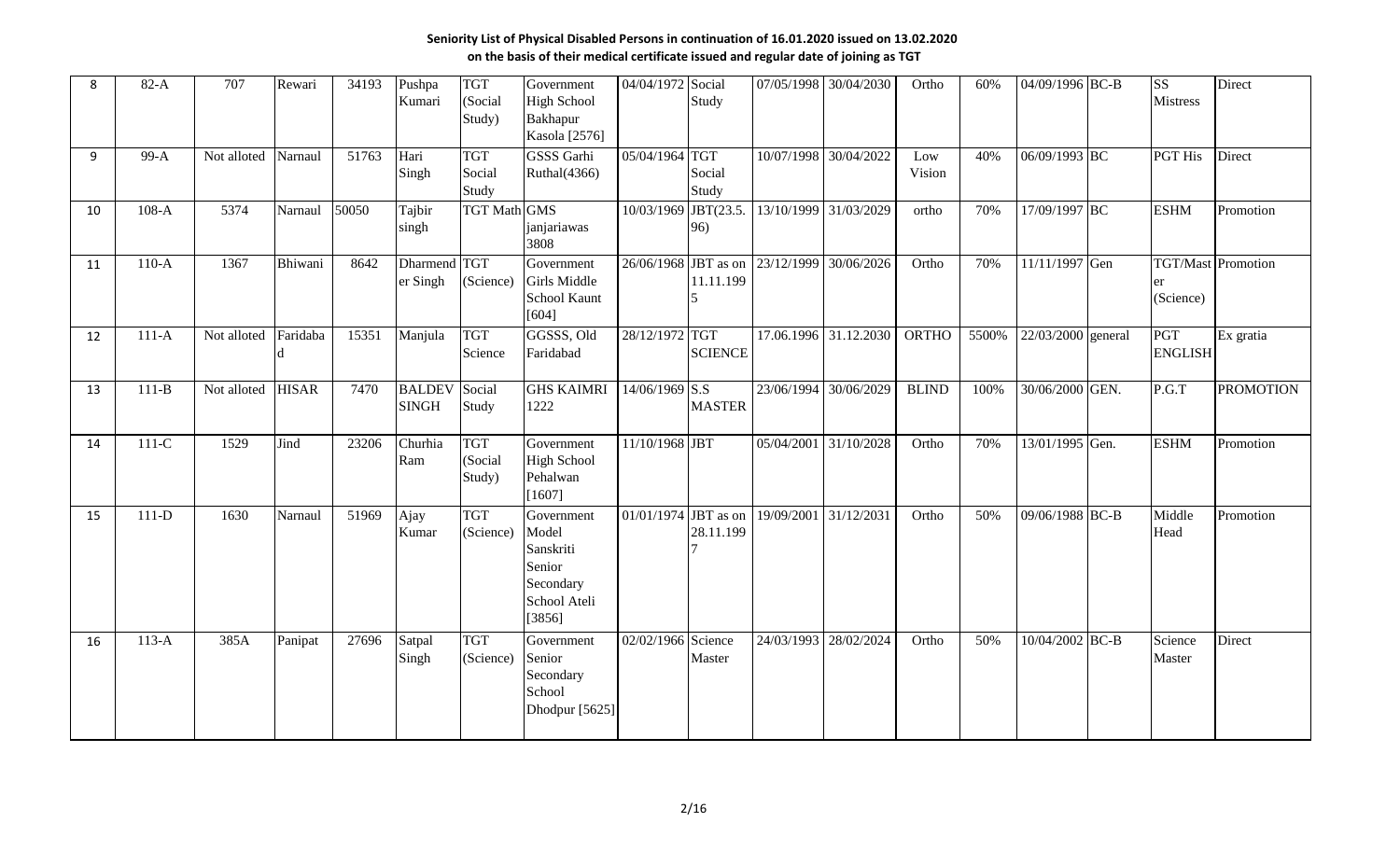**Seniority List of Physical Disabled Persons in continuation of 16.01.2020 issued on 13.02.2020 on the basis of their medical certificate issued and regular date of joining as TGT**

| | | | | | | | | | | | | | | | | | | |
|---|---|---|---|---|---|---|---|---|---|---|---|---|---|---|---|---|---|---|
| 8 | 82-A | 707 | Rewari | 34193 | Pushpa Kumari | TGT (Social Study) | Government High School Bakhapur Kasola [2576] | 04/04/1972 | Social Study | 07/05/1998 | 30/04/2030 | Ortho | 60% | 04/09/1996 | BC-B | | SS Mistress | Direct |
| 9 | 99-A | Not alloted | Narnaul | 51763 | Hari Singh | TGT Social Study | GSSS Garhi Ruthal(4366) | 05/04/1964 | TGT Social Study | 10/07/1998 | 30/04/2022 | Low Vision | 40% | 06/09/1993 | BC | | PGT His | Direct |
| 10 | 108-A | 5374 | Narnaul | 50050 | Tajbir singh | TGT Math | GMS janjariawas 3808 | 10/03/1969 | JBT(23.5.96) | 13/10/1999 | 31/03/2029 | ortho | 70% | 17/09/1997 | BC | | ESHM | Promotion |
| 11 | 110-A | 1367 | Bhiwani | 8642 | Dharmender Singh | TGT (Science) | Government Girls Middle School Kaunt [604] | 26/06/1968 | JBT as on 11.11.1995 | 23/12/1999 | 30/06/2026 | Ortho | 70% | 11/11/1997 | Gen | | TGT/Master (Science) | Promotion |
| 12 | 111-A | Not alloted | Faridabad | 15351 | Manjula | TGT Science | GGSSS, Old Faridabad | 28/12/1972 | TGT SCIENCE | 17.06.1996 | 31.12.2030 | ORTHO | 5500% | 22/03/2000 | general | | PGT ENGLISH | Ex gratia |
| 13 | 111-B | Not alloted | HISAR | 7470 | BALDEV SINGH | Social Study | GHS KAIMRI 1222 | 14/06/1969 | S.S MASTER | 23/06/1994 | 30/06/2029 | BLIND | 100% | 30/06/2000 | GEN. | | P.G.T | PROMOTION |
| 14 | 111-C | 1529 | Jind | 23206 | Churhia Ram | TGT (Social Study) | Government High School Pehalwan [1607] | 11/10/1968 | JBT | 05/04/2001 | 31/10/2028 | Ortho | 70% | 13/01/1995 | Gen. | | ESHM | Promotion |
| 15 | 111-D | 1630 | Narnaul | 51969 | Ajay Kumar | TGT (Science) | Government Model Sanskriti Senior Secondary School Ateli [3856] | 01/01/1974 | JBT as on 28.11.1997 | 19/09/2001 | 31/12/2031 | Ortho | 50% | 09/06/1988 | BC-B | | Middle Head | Promotion |
| 16 | 113-A | 385A | Panipat | 27696 | Satpal Singh | TGT (Science) | Government Senior Secondary School Dhodpur [5625] | 02/02/1966 | Science Master | 24/03/1993 | 28/02/2024 | Ortho | 50% | 10/04/2002 | BC-B | | Science Master | Direct |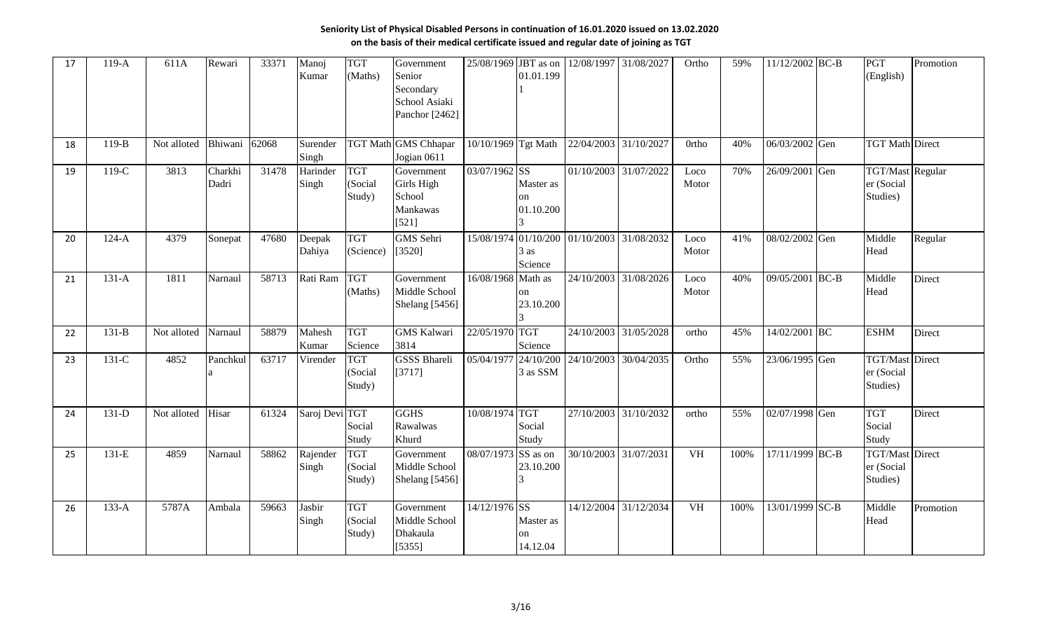**Seniority List of Physical Disabled Persons in continuation of 16.01.2020 issued on 13.02.2020**
**on the basis of their medical certificate issued and regular date of joining as TGT**

| | | | | | | | | | | | | | | | | | | |
|---|---|---|---|---|---|---|---|---|---|---|---|---|---|---|---|---|---|---|
| 17 | 119-A | 611A | Rewari | 33371 | Manoj Kumar | TGT (Maths) | Government Senior Secondary School Asiaki Panchor [2462] | 25/08/1969 | JBT as on 01.01.1991 | 12/08/1997 | 31/08/2027 | Ortho | 59% | 11/12/2002 | BC-B | PGT (English) | Promotion |
| 18 | 119-B | Not alloted | Bhiwani | 62068 | Surender Singh | TGT Math | GMS Chhapar Jogian 0611 | 10/10/1969 | Tgt Math | 22/04/2003 | 31/10/2027 | 0rtho | 40% | 06/03/2002 | Gen | TGT Math | Direct |
| 19 | 119-C | 3813 | Charkhi Dadri | 31478 | Harinder Singh | TGT (Social Study) | Government Girls High School Mankawas [521] | 03/07/1962 | SS Master as on 01.10.2003 | 01/10/2003 | 31/07/2022 | Loco Motor | 70% | 26/09/2001 | Gen | TGT/Master (Social Studies) | Regular |
| 20 | 124-A | 4379 | Sonepat | 47680 | Deepak Dahiya | TGT (Science) | GMS Sehri [3520] | 15/08/1974 | 01/10/2003 as Science | 01/10/2003 | 31/08/2032 | Loco Motor | 41% | 08/02/2002 | Gen | Middle Head | Regular |
| 21 | 131-A | 1811 | Narnaul | 58713 | Rati Ram | TGT (Maths) | Government Middle School Shelang [5456] | 16/08/1968 | Math as on 23.10.2003 | 24/10/2003 | 31/08/2026 | Loco Motor | 40% | 09/05/2001 | BC-B | Middle Head | Direct |
| 22 | 131-B | Not alloted | Narnaul | 58879 | Mahesh Kumar | TGT Science | GMS Kalwari 3814 | 22/05/1970 | TGT Science | 24/10/2003 | 31/05/2028 | ortho | 45% | 14/02/2001 | BC | ESHM | Direct |
| 23 | 131-C | 4852 | Panchkula | 63717 | Virender | TGT (Social Study) | GSSS Bhareli [3717] | 05/04/1977 | 24/10/2003 as SSM | 24/10/2003 | 30/04/2035 | Ortho | 55% | 23/06/1995 | Gen | TGT/Master (Social Studies) | Direct |
| 24 | 131-D | Not alloted | Hisar | 61324 | Saroj Devi | TGT Social Study | GGHS Rawalwas Khurd | 10/08/1974 | TGT Social Study | 27/10/2003 | 31/10/2032 | ortho | 55% | 02/07/1998 | Gen | TGT Social Study | Direct |
| 25 | 131-E | 4859 | Narnaul | 58862 | Rajender Singh | TGT (Social Study) | Government Middle School Shelang [5456] | 08/07/1973 | SS as on 23.10.2003 | 30/10/2003 | 31/07/2031 | VH | 100% | 17/11/1999 | BC-B | TGT/Master (Social Studies) | Direct |
| 26 | 133-A | 5787A | Ambala | 59663 | Jasbir Singh | TGT (Social Study) | Government Middle School Dhakaula [5355] | 14/12/1976 | SS Master as on 14.12.04 | 14/12/2004 | 31/12/2034 | VH | 100% | 13/01/1999 | SC-B | Middle Head | Promotion |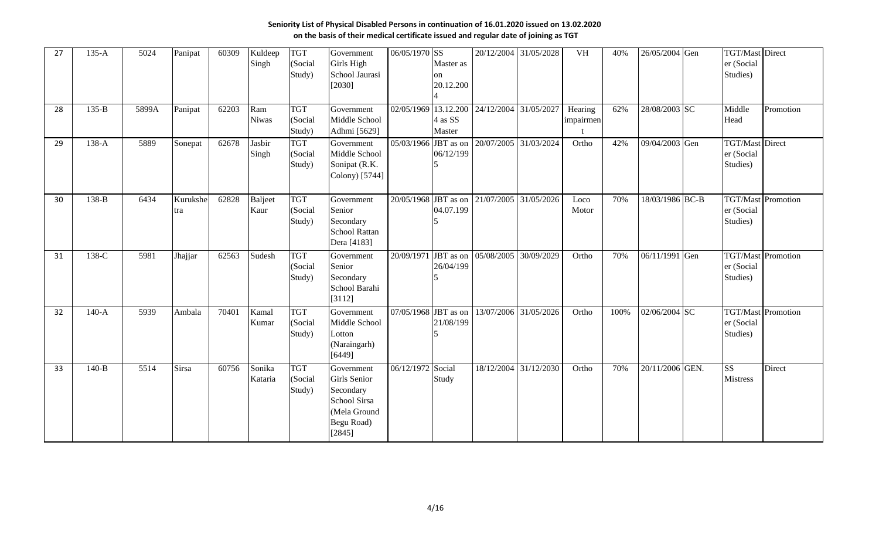**Seniority List of Physical Disabled Persons in continuation of 16.01.2020 issued on 13.02.2020**
**on the basis of their medical certificate issued and regular date of joining as TGT**

| | | | | | | | | | | | | | | | | | |
|---|---|---|---|---|---|---|---|---|---|---|---|---|---|---|---|---|---|
| 27 | 135-A | 5024 | Panipat | 60309 | Kuldeep Singh | TGT (Social Study) | Government Girls High School Jaurasi [2030] | 06/05/1970 | SS Master as on 20.12.2004 | 20/12/2004 | 31/05/2028 | VH | 40% | 26/05/2004 | Gen | TGT/Master (Social Studies) | Direct |
| 28 | 135-B | 5899A | Panipat | 62203 | Ram Niwas | TGT (Social Study) | Government Middle School Adhmi [5629] | 02/05/1969 | 13.12.2004 as SS Master | 24/12/2004 | 31/05/2027 | Hearing impairment | 62% | 28/08/2003 | SC | Middle Head | Promotion |
| 29 | 138-A | 5889 | Sonepat | 62678 | Jasbir Singh | TGT (Social Study) | Government Middle School Sonipat (R.K. Colony) [5744] | 05/03/1966 | JBT as on 06/12/1995 | 20/07/2005 | 31/03/2024 | Ortho | 42% | 09/04/2003 | Gen | TGT/Master (Social Studies) | Direct |
| 30 | 138-B | 6434 | Kurukshetra | 62828 | Baljeet Kaur | TGT (Social Study) | Government Senior Secondary School Rattan Dera [4183] | 20/05/1968 | JBT as on 04.07.1995 | 21/07/2005 | 31/05/2026 | Loco Motor | 70% | 18/03/1986 | BC-B | TGT/Master (Social Studies) | Promotion |
| 31 | 138-C | 5981 | Jhajjar | 62563 | Sudesh | TGT (Social Study) | Government Senior Secondary School Barahi [3112] | 20/09/1971 | JBT as on 26/04/1995 | 05/08/2005 | 30/09/2029 | Ortho | 70% | 06/11/1991 | Gen | TGT/Master (Social Studies) | Promotion |
| 32 | 140-A | 5939 | Ambala | 70401 | Kamal Kumar | TGT (Social Study) | Government Middle School Lotton (Naraingarh) [6449] | 07/05/1968 | JBT as on 21/08/1995 | 13/07/2006 | 31/05/2026 | Ortho | 100% | 02/06/2004 | SC | TGT/Master (Social Studies) | Promotion |
| 33 | 140-B | 5514 | Sirsa | 60756 | Sonika Kataria | TGT (Social Study) | Government Girls Senior Secondary School Sirsa (Mela Ground Begu Road) [2845] | 06/12/1972 | Social Study | 18/12/2004 | 31/12/2030 | Ortho | 70% | 20/11/2006 | GEN. | SS Mistress | Direct |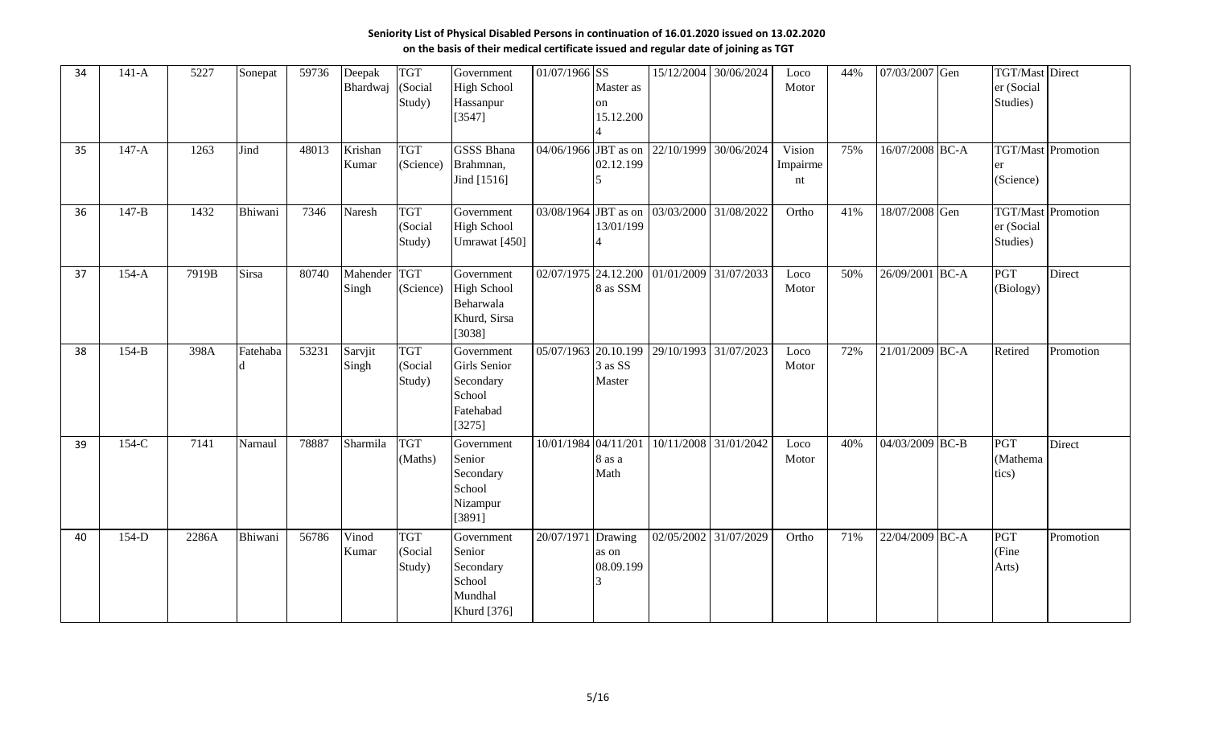**Seniority List of Physical Disabled Persons in continuation of 16.01.2020 issued on 13.02.2020 on the basis of their medical certificate issued and regular date of joining as TGT**

| | | | | | | | | | | | | | | | | | |
|---|---|---|---|---|---|---|---|---|---|---|---|---|---|---|---|---|---|
| 34 | 141-A | 5227 | Sonepat | 59736 | Deepak Bhardwaj | TGT (Social Study) | Government High School Hassanpur [3547] | 01/07/1966 | SS Master as on 15.12.2004 | 15/12/2004 | 30/06/2024 | Loco Motor | 44% | 07/03/2007 | Gen | TGT/Master (Social Studies) | Direct |
| 35 | 147-A | 1263 | Jind | 48013 | Krishan Kumar | TGT (Science) | GSSS Bhana Brahmnan, Jind [1516] | 04/06/1966 | JBT as on 02.12.1995 | 22/10/1999 | 30/06/2024 | Vision Impairment | 75% | 16/07/2008 | BC-A | TGT/Master (Science) | Promotion |
| 36 | 147-B | 1432 | Bhiwani | 7346 | Naresh | TGT (Social Study) | Government High School Umrawat [450] | 03/08/1964 | JBT as on 13/01/1994 | 03/03/2000 | 31/08/2022 | Ortho | 41% | 18/07/2008 | Gen | TGT/Master (Social Studies) | Promotion |
| 37 | 154-A | 7919B | Sirsa | 80740 | Mahender Singh | TGT (Science) | Government High School Beharwala Khurd, Sirsa [3038] | 02/07/1975 | 24.12.2008 as SSM | 01/01/2009 | 31/07/2033 | Loco Motor | 50% | 26/09/2001 | BC-A | PGT (Biology) | Direct |
| 38 | 154-B | 398A | Fatehabad | 53231 | Sarvjit Singh | TGT (Social Study) | Government Girls Senior Secondary School Fatehabad [3275] | 05/07/1963 | 20.10.1993 as SS Master | 29/10/1993 | 31/07/2023 | Loco Motor | 72% | 21/01/2009 | BC-A | Retired | Promotion |
| 39 | 154-C | 7141 | Narnaul | 78887 | Sharmila | TGT (Maths) | Government Senior Secondary School Nizampur [3891] | 10/01/1984 | 04/11/2018 as a Math | 10/11/2008 | 31/01/2042 | Loco Motor | 40% | 04/03/2009 | BC-B | PGT (Mathematics) | Direct |
| 40 | 154-D | 2286A | Bhiwani | 56786 | Vinod Kumar | TGT (Social Study) | Government Senior Secondary School Mundhal Khurd [376] | 20/07/1971 | Drawing as on 08.09.1993 | 02/05/2002 | 31/07/2029 | Ortho | 71% | 22/04/2009 | BC-A | PGT (Fine Arts) | Promotion |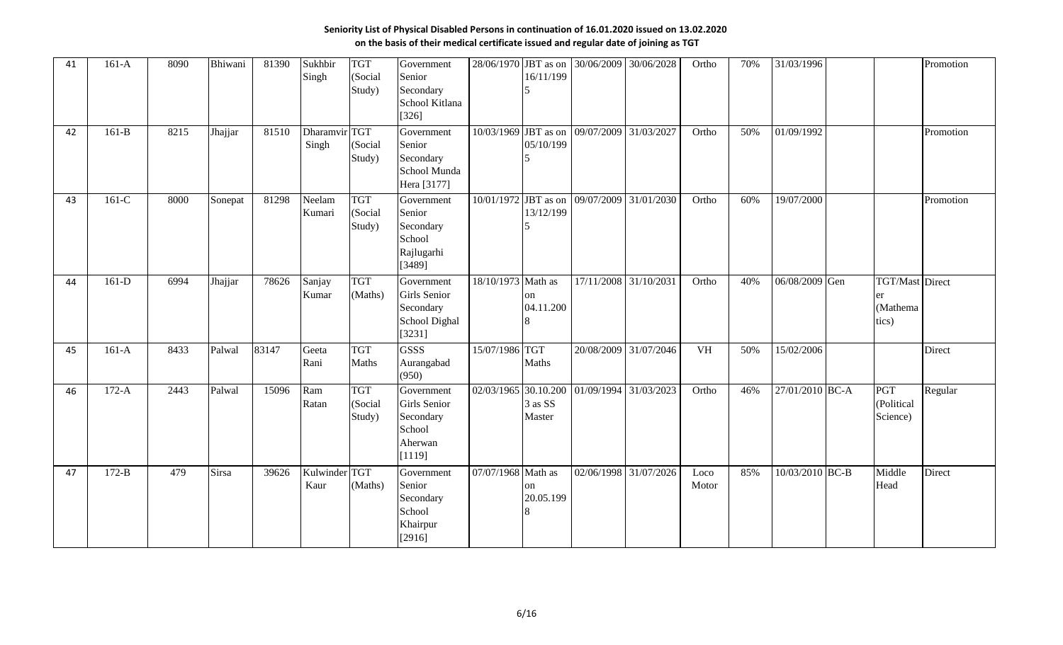**Seniority List of Physical Disabled Persons in continuation of 16.01.2020 issued on 13.02.2020**
**on the basis of their medical certificate issued and regular date of joining as TGT**

| | | | | | | | | | | | | | | | | | | |
|---|---|---|---|---|---|---|---|---|---|---|---|---|---|---|---|---|---|---|
| 41 | 161-A | 8090 | Bhiwani | 81390 | Sukhbir Singh | TGT (Social Study) | Government Senior Secondary School Kitlana [326] | 28/06/1970 | JBT as on 16/11/1995 | 30/06/2009 | 30/06/2028 | Ortho | 70% | 31/03/1996 | | | Promotion |
| 42 | 161-B | 8215 | Jhajjar | 81510 | Dharamvir Singh | TGT (Social Study) | Government Senior Secondary School Munda Hera [3177] | 10/03/1969 | JBT as on 05/10/1995 | 09/07/2009 | 31/03/2027 | Ortho | 50% | 01/09/1992 | | | Promotion |
| 43 | 161-C | 8000 | Sonepat | 81298 | Neelam Kumari | TGT (Social Study) | Government Senior Secondary School Rajlugarhi [3489] | 10/01/1972 | JBT as on 13/12/1995 | 09/07/2009 | 31/01/2030 | Ortho | 60% | 19/07/2000 | | | Promotion |
| 44 | 161-D | 6994 | Jhajjar | 78626 | Sanjay Kumar | TGT (Maths) | Government Girls Senior Secondary School Dighal [3231] | 18/10/1973 | Math as on 04.11.2008 | 17/11/2008 | 31/10/2031 | Ortho | 40% | 06/08/2009 | Gen | TGT/Master (Mathematics) | Direct |
| 45 | 161-A | 8433 | Palwal | 83147 | Geeta Rani | TGT Maths | GSSS Aurangabad (950) | 15/07/1986 | TGT Maths | 20/08/2009 | 31/07/2046 | VH | 50% | 15/02/2006 | | | Direct |
| 46 | 172-A | 2443 | Palwal | 15096 | Ram Ratan | TGT (Social Study) | Government Girls Senior Secondary School Aherwan [1119] | 02/03/1965 | 30.10.2003 as SS Master | 01/09/1994 | 31/03/2023 | Ortho | 46% | 27/01/2010 | BC-A | PGT (Political Science) | Regular |
| 47 | 172-B | 479 | Sirsa | 39626 | Kulwinder Kaur | TGT (Maths) | Government Senior Secondary School Khairpur [2916] | 07/07/1968 | Math as on 20.05.1998 | 02/06/1998 | 31/07/2026 | Loco Motor | 85% | 10/03/2010 | BC-B | Middle Head | Direct |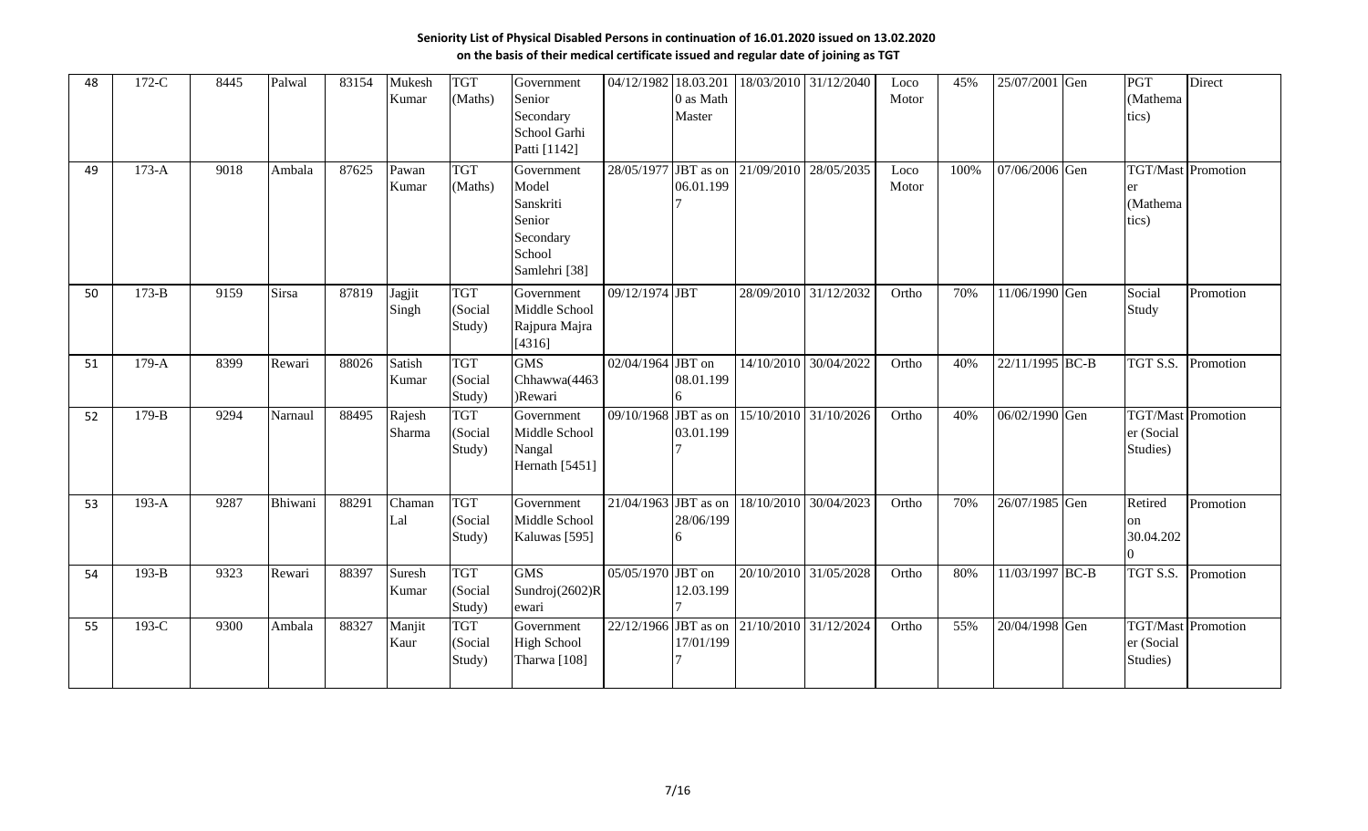**Seniority List of Physical Disabled Persons in continuation of 16.01.2020 issued on 13.02.2020**
**on the basis of their medical certificate issued and regular date of joining as TGT**

| | | | | | | | | | | | | | | | | | |
|---|---|---|---|---|---|---|---|---|---|---|---|---|---|---|---|---|---|
| 48 | 172-C | 8445 | Palwal | 83154 | Mukesh Kumar | TGT (Maths) | Government Senior Secondary School Garhi Patti [1142] | 04/12/1982 | 18.03.2010 as Math Master | 18/03/2010 | 31/12/2040 | Loco Motor | 45% | 25/07/2001 | Gen | PGT (Mathematics) | Direct |
| 49 | 173-A | 9018 | Ambala | 87625 | Pawan Kumar | TGT (Maths) | Government Model Sanskriti Senior Secondary School Samlehri [38] | 28/05/1977 | JBT as on 06.01.1997 | 21/09/2010 | 28/05/2035 | Loco Motor | 100% | 07/06/2006 | Gen | TGT/Master (Mathematics) | Promotion |
| 50 | 173-B | 9159 | Sirsa | 87819 | Jagjit Singh | TGT (Social Study) | Government Middle School Rajpura Majra [4316] | 09/12/1974 | JBT | 28/09/2010 | 31/12/2032 | Ortho | 70% | 11/06/1990 | Gen | Social Study | Promotion |
| 51 | 179-A | 8399 | Rewari | 88026 | Satish Kumar | TGT (Social Study) | GMS Chhawwa(4463)Rewari | 02/04/1964 | JBT on 08.01.1996 | 14/10/2010 | 30/04/2022 | Ortho | 40% | 22/11/1995 | BC-B | TGT S.S. | Promotion |
| 52 | 179-B | 9294 | Narnaul | 88495 | Rajesh Sharma | TGT (Social Study) | Government Middle School Nangal Hernath [5451] | 09/10/1968 | JBT as on 03.01.1997 | 15/10/2010 | 31/10/2026 | Ortho | 40% | 06/02/1990 | Gen | TGT/Master (Social Studies) | Promotion |
| 53 | 193-A | 9287 | Bhiwani | 88291 | Chaman Lal | TGT (Social Study) | Government Middle School Kaluwas [595] | 21/04/1963 | JBT as on 28/06/1996 | 18/10/2010 | 30/04/2023 | Ortho | 70% | 26/07/1985 | Gen | Retired on 30.04.2020 | Promotion |
| 54 | 193-B | 9323 | Rewari | 88397 | Suresh Kumar | TGT (Social Study) | GMS Sundroj(2602)Rewari | 05/05/1970 | JBT on 12.03.1997 | 20/10/2010 | 31/05/2028 | Ortho | 80% | 11/03/1997 | BC-B | TGT S.S. | Promotion |
| 55 | 193-C | 9300 | Ambala | 88327 | Manjit Kaur | TGT (Social Study) | Government High School Tharwa [108] | 22/12/1966 | JBT as on 17/01/1997 | 21/10/2010 | 31/12/2024 | Ortho | 55% | 20/04/1998 | Gen | TGT/Master (Social Studies) | Promotion |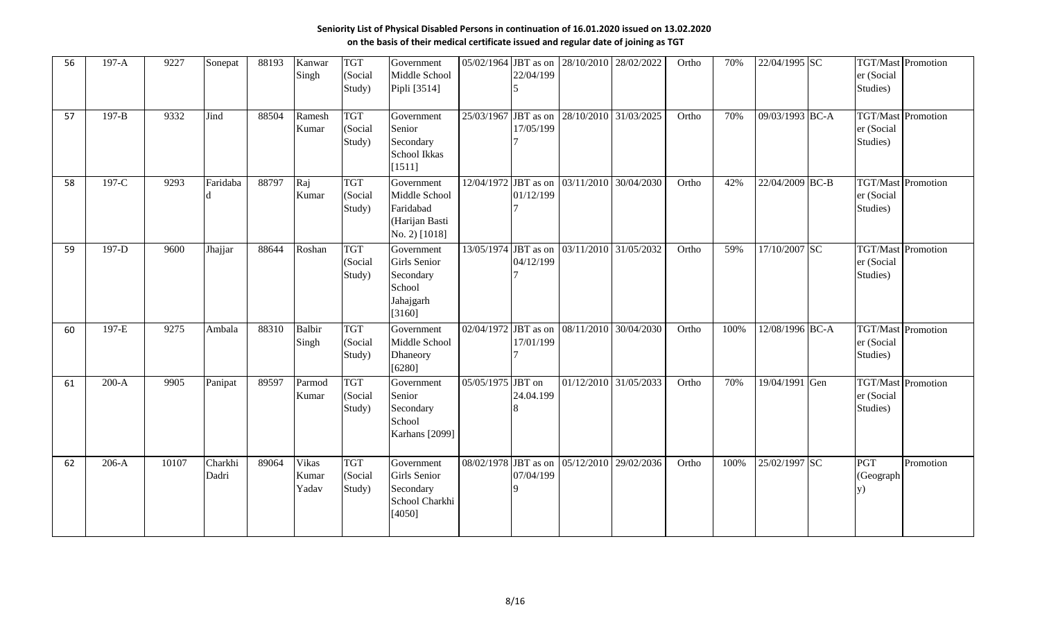**Seniority List of Physical Disabled Persons in continuation of 16.01.2020 issued on 13.02.2020 on the basis of their medical certificate issued and regular date of joining as TGT**

| | | | | | | | | | | | | | | | | | |
|---|---|---|---|---|---|---|---|---|---|---|---|---|---|---|---|---|---|
| 56 | 197-A | 9227 | Sonepat | 88193 | Kanwar Singh | TGT (Social Study) | Government Middle School Pipli [3514] | 05/02/1964 | JBT as on 22/04/1995 | 28/10/2010 | 28/02/2022 | Ortho | 70% | 22/04/1995 | SC | TGT/Master (Social Studies) | Promotion |
| 57 | 197-B | 9332 | Jind | 88504 | Ramesh Kumar | TGT (Social Study) | Government Senior Secondary School Ikkas [1511] | 25/03/1967 | JBT as on 17/05/1997 | 28/10/2010 | 31/03/2025 | Ortho | 70% | 09/03/1993 | BC-A | TGT/Master (Social Studies) | Promotion |
| 58 | 197-C | 9293 | Faridabad | 88797 | Raj Kumar | TGT (Social Study) | Government Middle School Faridabad (Harijan Basti No. 2) [1018] | 12/04/1972 | JBT as on 01/12/1997 | 03/11/2010 | 30/04/2030 | Ortho | 42% | 22/04/2009 | BC-B | TGT/Master (Social Studies) | Promotion |
| 59 | 197-D | 9600 | Jhajjar | 88644 | Roshan | TGT (Social Study) | Government Girls Senior Secondary School Jahajgarh [3160] | 13/05/1974 | JBT as on 04/12/1997 | 03/11/2010 | 31/05/2032 | Ortho | 59% | 17/10/2007 | SC | TGT/Master (Social Studies) | Promotion |
| 60 | 197-E | 9275 | Ambala | 88310 | Balbir Singh | TGT (Social Study) | Government Middle School Dhaneory [6280] | 02/04/1972 | JBT as on 17/01/1997 | 08/11/2010 | 30/04/2030 | Ortho | 100% | 12/08/1996 | BC-A | TGT/Master (Social Studies) | Promotion |
| 61 | 200-A | 9905 | Panipat | 89597 | Parmod Kumar | TGT (Social Study) | Government Senior Secondary School Karhans [2099] | 05/05/1975 | JBT on 24.04.1998 | 01/12/2010 | 31/05/2033 | Ortho | 70% | 19/04/1991 | Gen | TGT/Master (Social Studies) | Promotion |
| 62 | 206-A | 10107 | Charkhi Dadri | 89064 | Vikas Kumar Yadav | TGT (Social Study) | Government Girls Senior Secondary School Charkhi [4050] | 08/02/1978 | JBT as on 07/04/1999 | 05/12/2010 | 29/02/2036 | Ortho | 100% | 25/02/1997 | SC | PGT (Geography) | Promotion |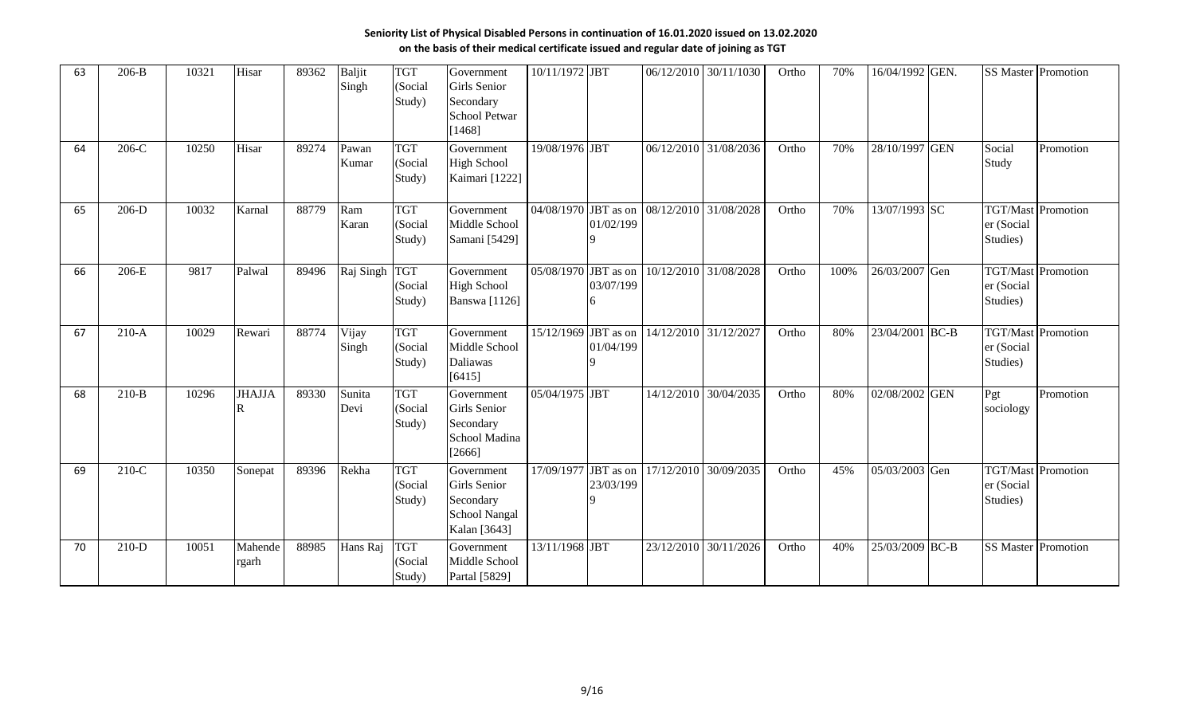**Seniority List of Physical Disabled Persons in continuation of 16.01.2020 issued on 13.02.2020 on the basis of their medical certificate issued and regular date of joining as TGT**

| | | | | | | | | | | | | | | | | | | |
|---|---|---|---|---|---|---|---|---|---|---|---|---|---|---|---|---|---|---|
| 63 | 206-B | 10321 | Hisar | 89362 | Baljit Singh | TGT (Social Study) | Government Girls Senior Secondary School Petwar [1468] | 10/11/1972 | JBT | 06/12/2010 | 30/11/1030 | Ortho | 70% | 16/04/1992 | GEN. | SS Master | Promotion |
| 64 | 206-C | 10250 | Hisar | 89274 | Pawan Kumar | TGT (Social Study) | Government High School Kaimari [1222] | 19/08/1976 | JBT | 06/12/2010 | 31/08/2036 | Ortho | 70% | 28/10/1997 | GEN | Social Study | Promotion |
| 65 | 206-D | 10032 | Karnal | 88779 | Ram Karan | TGT (Social Study) | Government Middle School Samani [5429] | 04/08/1970 | JBT as on 01/02/1999 | 08/12/2010 | 31/08/2028 | Ortho | 70% | 13/07/1993 | SC | TGT/Master (Social Studies) | Promotion |
| 66 | 206-E | 9817 | Palwal | 89496 | Raj Singh | TGT (Social Study) | Government High School Banswa [1126] | 05/08/1970 | JBT as on 03/07/1996 | 10/12/2010 | 31/08/2028 | Ortho | 100% | 26/03/2007 | Gen | TGT/Master (Social Studies) | Promotion |
| 67 | 210-A | 10029 | Rewari | 88774 | Vijay Singh | TGT (Social Study) | Government Middle School Daliawas [6415] | 15/12/1969 | JBT as on 01/04/1999 | 14/12/2010 | 31/12/2027 | Ortho | 80% | 23/04/2001 | BC-B | TGT/Master (Social Studies) | Promotion |
| 68 | 210-B | 10296 | JHAJJAR | 89330 | Sunita Devi | TGT (Social Study) | Government Girls Senior Secondary School Madina [2666] | 05/04/1975 | JBT | 14/12/2010 | 30/04/2035 | Ortho | 80% | 02/08/2002 | GEN | Pgt sociology | Promotion |
| 69 | 210-C | 10350 | Sonepat | 89396 | Rekha | TGT (Social Study) | Government Girls Senior Secondary School Nangal Kalan [3643] | 17/09/1977 | JBT as on 23/03/1999 | 17/12/2010 | 30/09/2035 | Ortho | 45% | 05/03/2003 | Gen | TGT/Master (Social Studies) | Promotion |
| 70 | 210-D | 10051 | Mahendergarh | 88985 | Hans Raj | TGT (Social Study) | Government Middle School Partal [5829] | 13/11/1968 | JBT | 23/12/2010 | 30/11/2026 | Ortho | 40% | 25/03/2009 | BC-B | SS Master | Promotion |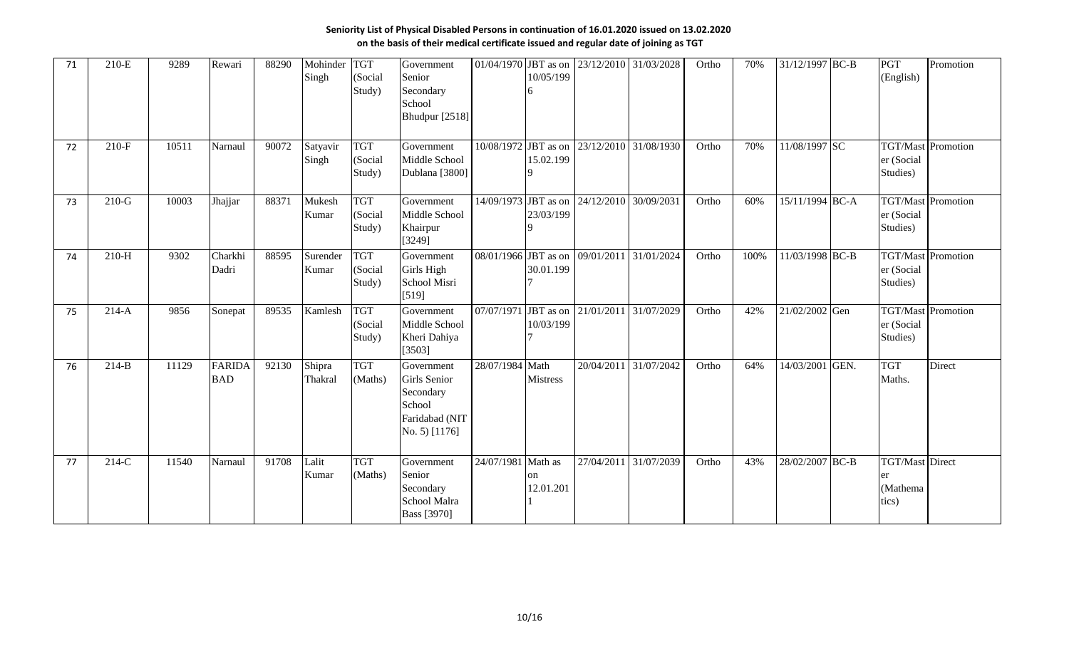**Seniority List of Physical Disabled Persons in continuation of 16.01.2020 issued on 13.02.2020 on the basis of their medical certificate issued and regular date of joining as TGT**

| | | | | | | | | | | | | | | | | | | |
|---|---|---|---|---|---|---|---|---|---|---|---|---|---|---|---|---|---|---|
| 71 | 210-E | 9289 | Rewari | 88290 | Mohinder Singh | TGT (Social Study) | Government Senior Secondary School Bhudpur [2518] | 01/04/1970 | JBT as on 10/05/1996 | 23/12/2010 | 31/03/2028 | Ortho | 70% | 31/12/1997 | BC-B | PGT (English) | Promotion |
| 72 | 210-F | 10511 | Narnaul | 90072 | Satyavir Singh | TGT (Social Study) | Government Middle School Dublana [3800] | 10/08/1972 | JBT as on 15.02.1999 | 23/12/2010 | 31/08/1930 | Ortho | 70% | 11/08/1997 | SC | TGT/Master (Social Studies) | Promotion |
| 73 | 210-G | 10003 | Jhajjar | 88371 | Mukesh Kumar | TGT (Social Study) | Government Middle School Khairpur [3249] | 14/09/1973 | JBT as on 23/03/1999 | 24/12/2010 | 30/09/2031 | Ortho | 60% | 15/11/1994 | BC-A | TGT/Master (Social Studies) | Promotion |
| 74 | 210-H | 9302 | Charkhi Dadri | 88595 | Surender Kumar | TGT (Social Study) | Government Girls High School Misri [519] | 08/01/1966 | JBT as on 30.01.1997 | 09/01/2011 | 31/01/2024 | Ortho | 100% | 11/03/1998 | BC-B | TGT/Master (Social Studies) | Promotion |
| 75 | 214-A | 9856 | Sonepat | 89535 | Kamlesh | TGT (Social Study) | Government Middle School Kheri Dahiya [3503] | 07/07/1971 | JBT as on 10/03/1997 | 21/01/2011 | 31/07/2029 | Ortho | 42% | 21/02/2002 | Gen | TGT/Master (Social Studies) | Promotion |
| 76 | 214-B | 11129 | FARIDABAD | 92130 | Shipra Thakral | TGT (Maths) | Government Girls Senior Secondary School Faridabad (NIT No. 5) [1176] | 28/07/1984 | Math Mistress | 20/04/2011 | 31/07/2042 | Ortho | 64% | 14/03/2001 | GEN. | TGT Maths. | Direct |
| 77 | 214-C | 11540 | Narnaul | 91708 | Lalit Kumar | TGT (Maths) | Government Senior Secondary School Malra Bass [3970] | 24/07/1981 | Math as on 12.01.2011 | 27/04/2011 | 31/07/2039 | Ortho | 43% | 28/02/2007 | BC-B | TGT/Master (Mathematics) | Direct |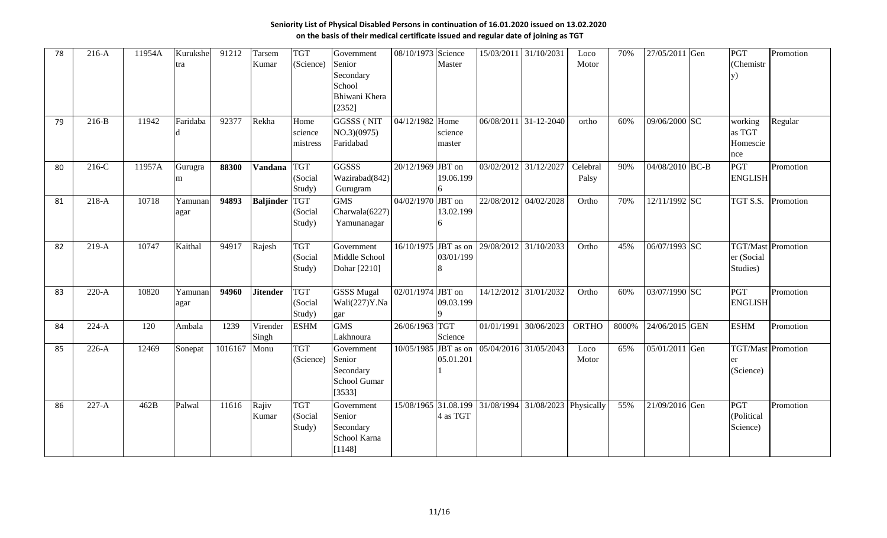**Seniority List of Physical Disabled Persons in continuation of 16.01.2020 issued on 13.02.2020 on the basis of their medical certificate issued and regular date of joining as TGT**

| | | | | | | | | | | | | | | | | | | |
|---|---|---|---|---|---|---|---|---|---|---|---|---|---|---|---|---|---|---|
| 78 | 216-A | 11954A | Kurukshetra | 91212 | Tarsem Kumar | TGT (Science) | Government Senior Secondary School Bhiwani Khera [2352] | 08/10/1973 | Science Master | 15/03/2011 | 31/10/2031 | Loco Motor | 70% | 27/05/2011 | Gen | PGT (Chemistry) | Promotion |
| 79 | 216-B | 11942 | Faridabad | 92377 | Rekha | Home science mistress | GGSSS ( NIT NO.3)(0975) Faridabad | 04/12/1982 | Home science master | 06/08/2011 | 31-12-2040 | ortho | 60% | 09/06/2000 | SC | working as TGT Homescience | Regular |
| 80 | 216-C | 11957A | Gurugram | **88300** | **Vandana** | TGT (Social Study) | GGSSS Wazirabad(842) Gurugram | 20/12/1969 | JBT on 19.06.1996 | 03/02/2012 | 31/12/2027 | Celebral Palsy | 90% | 04/08/2010 | BC-B | PGT ENGLISH | Promotion |
| 81 | 218-A | 10718 | Yamunanagar | **94893** | **Baljinder** | TGT (Social Study) | GMS Charwala(6227) Yamunanagar | 04/02/1970 | JBT on 13.02.1996 | 22/08/2012 | 04/02/2028 | Ortho | 70% | 12/11/1992 | SC | TGT S.S. | Promotion |
| 82 | 219-A | 10747 | Kaithal | 94917 | Rajesh | TGT (Social Study) | Government Middle School Dohar [2210] | 16/10/1975 | JBT as on 03/01/1998 | 29/08/2012 | 31/10/2033 | Ortho | 45% | 06/07/1993 | SC | TGT/Master (Social Studies) | Promotion |
| 83 | 220-A | 10820 | Yamunanagar | **94960** | **Jitender** | TGT (Social Study) | GSSS Mugal Wali(227)Y.Nagar | 02/01/1974 | JBT on 09.03.1999 | 14/12/2012 | 31/01/2032 | Ortho | 60% | 03/07/1990 | SC | PGT ENGLISH | Promotion |
| 84 | 224-A | 120 | Ambala | 1239 | Virender Singh | ESHM | GMS Lakhnoura | 26/06/1963 | TGT Science | 01/01/1991 | 30/06/2023 | ORTHO | 8000% | 24/06/2015 | GEN | ESHM | Promotion |
| 85 | 226-A | 12469 | Sonepat | 1016167 | Monu | TGT (Science) | Government Senior Secondary School Gumar [3533] | 10/05/1985 | JBT as on 05.01.2011 | 05/04/2016 | 31/05/2043 | Loco Motor | 65% | 05/01/2011 | Gen | TGT/Master (Science) | Promotion |
| 86 | 227-A | 462B | Palwal | 11616 | Rajiv Kumar | TGT (Social Study) | Government Senior Secondary School Karna [1148] | 15/08/1965 | 31.08.1994 as TGT | 31/08/1994 | 31/08/2023 | Physically | 55% | 21/09/2016 | Gen | PGT (Political Science) | Promotion |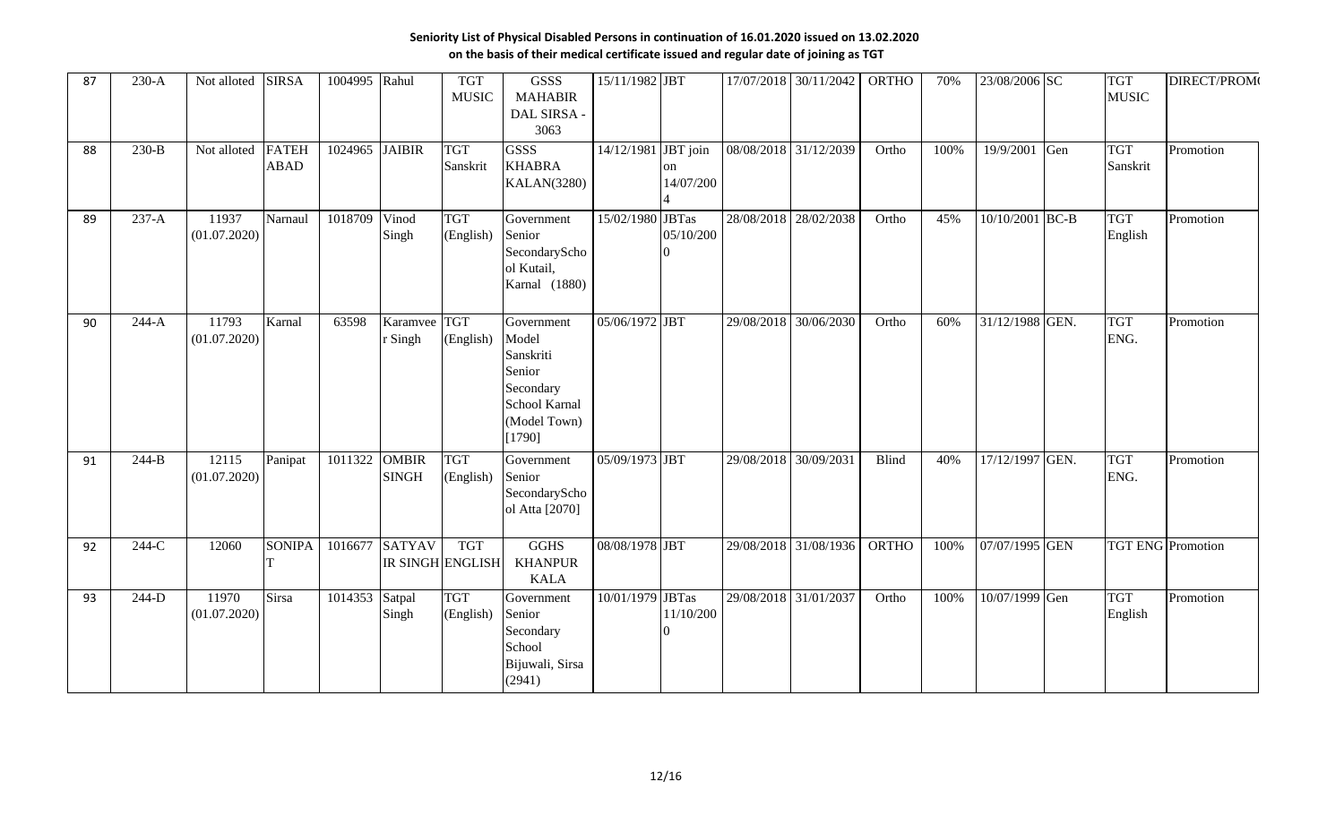**Seniority List of Physical Disabled Persons in continuation of 16.01.2020 issued on 13.02.2020 on the basis of their medical certificate issued and regular date of joining as TGT**

| | | | | | | | | | | | | | | | | | | |
|---|---|---|---|---|---|---|---|---|---|---|---|---|---|---|---|---|---|---|
| 87 | 230-A | Not alloted | SIRSA | 1004995 | Rahul | TGT MUSIC | GSSS MAHABIR DAL SIRSA - 3063 | 15/11/1982 | JBT | 17/07/2018 | 30/11/2042 | ORTHO | 70% | 23/08/2006 | SC | | TGT MUSIC | DIRECT/PROMO |
| 88 | 230-B | Not alloted | FATEH ABAD | 1024965 | JAIBIR | TGT Sanskrit | GSSS KHABRA KALAN(3280) | 14/12/1981 | JBT join on 14/07/2004 | 08/08/2018 | 31/12/2039 | Ortho | 100% | 19/9/2001 | Gen | | TGT Sanskrit | Promotion |
| 89 | 237-A | 11937 (01.07.2020) | Narnaul | 1018709 | Vinod Singh | TGT (English) | Government Senior SecondaryScho ol Kutail, Karnal (1880) | 15/02/1980 | JBTas 05/10/2000 | 28/08/2018 | 28/02/2038 | Ortho | 45% | 10/10/2001 | BC-B | | TGT English | Promotion |
| 90 | 244-A | 11793 (01.07.2020) | Karnal | 63598 | Karamveer Singh | TGT (English) | Government Model Sanskriti Senior Secondary School Karnal (Model Town) [1790] | 05/06/1972 | JBT | 29/08/2018 | 30/06/2030 | Ortho | 60% | 31/12/1988 | GEN. | | TGT ENG. | Promotion |
| 91 | 244-B | 12115 (01.07.2020) | Panipat | 1011322 | OMBIR SINGH | TGT (English) | Government Senior SecondaryScho ol Atta [2070] | 05/09/1973 | JBT | 29/08/2018 | 30/09/2031 | Blind | 40% | 17/12/1997 | GEN. | | TGT ENG. | Promotion |
| 92 | 244-C | 12060 | SONIPAT | 1016677 | SATYAVIR SINGH | TGT ENGLISH | GGHS KHANPUR KALA | 08/08/1978 | JBT | 29/08/2018 | 31/08/1936 | ORTHO | 100% | 07/07/1995 | GEN | | TGT ENG | Promotion |
| 93 | 244-D | 11970 (01.07.2020) | Sirsa | 1014353 | Satpal Singh | TGT (English) | Government Senior Secondary School Bijuwali, Sirsa (2941) | 10/01/1979 | JBTas 11/10/2000 | 29/08/2018 | 31/01/2037 | Ortho | 100% | 10/07/1999 | Gen | | TGT English | Promotion |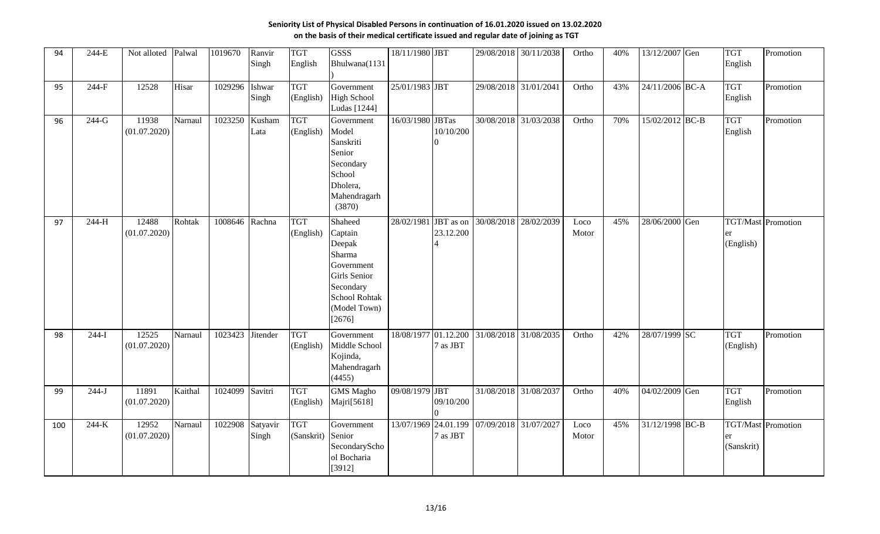**Seniority List of Physical Disabled Persons in continuation of 16.01.2020 issued on 13.02.2020**
**on the basis of their medical certificate issued and regular date of joining as TGT**

| | | | | | | | | | | | | | | | | | | |
|---|---|---|---|---|---|---|---|---|---|---|---|---|---|---|---|---|---|---|
| 94 | 244-E | Not alloted | Palwal | 1019670 | Ranvir Singh | TGT English | GSSS Bhulwana(1131) | 18/11/1980 | JBT | 29/08/2018 | 30/11/2038 | Ortho | 40% | 13/12/2007 | Gen | | TGT English | Promotion |
| 95 | 244-F | 12528 | Hisar | 1029296 | Ishwar Singh | TGT (English) | Government High School Ludas [1244] | 25/01/1983 | JBT | 29/08/2018 | 31/01/2041 | Ortho | 43% | 24/11/2006 | BC-A | | TGT English | Promotion |
| 96 | 244-G | 11938 (01.07.2020) | Narnaul | 1023250 | Kusham Lata | TGT (English) | Government Model Sanskriti Senior Secondary School Dholera, Mahendragarh (3870) | 16/03/1980 | JBTas 10/10/2000 | 30/08/2018 | 31/03/2038 | Ortho | 70% | 15/02/2012 | BC-B | | TGT English | Promotion |
| 97 | 244-H | 12488 (01.07.2020) | Rohtak | 1008646 | Rachna | TGT (English) | Shaheed Captain Deepak Sharma Government Girls Senior Secondary School Rohtak (Model Town) [2676] | 28/02/1981 | JBT as on 23.12.2004 | 30/08/2018 | 28/02/2039 | Loco Motor | 45% | 28/06/2000 | Gen | | TGT/Master (English) | Promotion |
| 98 | 244-I | 12525 (01.07.2020) | Narnaul | 1023423 | Jitender | TGT (English) | Government Middle School Kojinda, Mahendragarh (4455) | 18/08/1977 | 01.12.2007 as JBT | 31/08/2018 | 31/08/2035 | Ortho | 42% | 28/07/1999 | SC | | TGT (English) | Promotion |
| 99 | 244-J | 11891 (01.07.2020) | Kaithal | 1024099 | Savitri | TGT (English) | GMS Magho Majri[5618] | 09/08/1979 | JBT 09/10/2000 | 31/08/2018 | 31/08/2037 | Ortho | 40% | 04/02/2009 | Gen | | TGT English | Promotion |
| 100 | 244-K | 12952 (01.07.2020) | Narnaul | 1022908 | Satyavir Singh | TGT (Sanskrit) | Government Senior SecondarySchool Bocharia [3912] | 13/07/1969 | 24.01.1997 as JBT | 07/09/2018 | 31/07/2027 | Loco Motor | 45% | 31/12/1998 | BC-B | | TGT/Master (Sanskrit) | Promotion |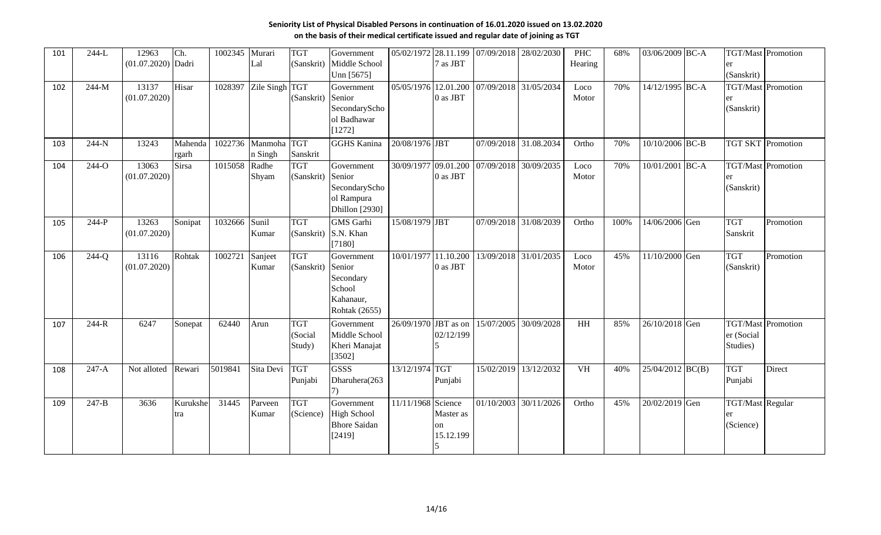**Seniority List of Physical Disabled Persons in continuation of 16.01.2020 issued on 13.02.2020**
**on the basis of their medical certificate issued and regular date of joining as TGT**

| | | | | | | | | | | | | | | | | | | |
|---|---|---|---|---|---|---|---|---|---|---|---|---|---|---|---|---|---|---|
| 101 | 244-L | 12963 (01.07.2020) | Ch. Dadri | 1002345 | Murari Lal | TGT (Sanskrit) | Government Middle School Unn [5675] | 05/02/1972 | 28.11.1997 as JBT | 07/09/2018 | 28/02/2030 | PHC Hearing | 68% | 03/06/2009 | BC-A | TGT/Master (Sanskrit) | Promotion |
| 102 | 244-M | 13137 (01.07.2020) | Hisar | 1028397 | Zile Singh | TGT (Sanskrit) | Government Senior SecondaryScho ol Badhawar [1272] | 05/05/1976 | 12.01.2000 as JBT | 07/09/2018 | 31/05/2034 | Loco Motor | 70% | 14/12/1995 | BC-A | TGT/Master (Sanskrit) | Promotion |
| 103 | 244-N | 13243 | Mahendargarh | 1022736 | Manmohan Singh | TGT Sanskrit | GGHS Kanina | 20/08/1976 | JBT | 07/09/2018 | 31.08.2034 | Ortho | 70% | 10/10/2006 | BC-B | TGT SKT | Promotion |
| 104 | 244-O | 13063 (01.07.2020) | Sirsa | 1015058 | Radhe Shyam | TGT (Sanskrit) | Government Senior SecondaryScho ol Rampura Dhillon [2930] | 30/09/1977 | 09.01.2000 as JBT | 07/09/2018 | 30/09/2035 | Loco Motor | 70% | 10/01/2001 | BC-A | TGT/Master (Sanskrit) | Promotion |
| 105 | 244-P | 13263 (01.07.2020) | Sonipat | 1032666 | Sunil Kumar | TGT (Sanskrit) | GMS Garhi S.N. Khan [7180] | 15/08/1979 | JBT | 07/09/2018 | 31/08/2039 | Ortho | 100% | 14/06/2006 | Gen | TGT Sanskrit | Promotion |
| 106 | 244-Q | 13116 (01.07.2020) | Rohtak | 1002721 | Sanjeet Kumar | TGT (Sanskrit) | Government Senior Secondary School Kahanaur, Rohtak (2655) | 10/01/1977 | 11.10.2000 as JBT | 13/09/2018 | 31/01/2035 | Loco Motor | 45% | 11/10/2000 | Gen | TGT (Sanskrit) | Promotion |
| 107 | 244-R | 6247 | Sonepat | 62440 | Arun | TGT (Social Study) | Government Middle School Kheri Manajat [3502] | 26/09/1970 | JBT as on 02/12/1995 | 15/07/2005 | 30/09/2028 | HH | 85% | 26/10/2018 | Gen | TGT/Master (Social Studies) | Promotion |
| 108 | 247-A | Not alloted | Rewari | 5019841 | Sita Devi | TGT Punjabi | GSSS Dharuhera(2637) | 13/12/1974 | TGT Punjabi | 15/02/2019 | 13/12/2032 | VH | 40% | 25/04/2012 | BC(B) | TGT Punjabi | Direct |
| 109 | 247-B | 3636 | Kurukshetra | 31445 | Parveen Kumar | TGT (Science) | Government High School Bhore Saidan [2419] | 11/11/1968 | Science Master as on 15.12.1995 | 01/10/2003 | 30/11/2026 | Ortho | 45% | 20/02/2019 | Gen | TGT/Master (Science) | Regular |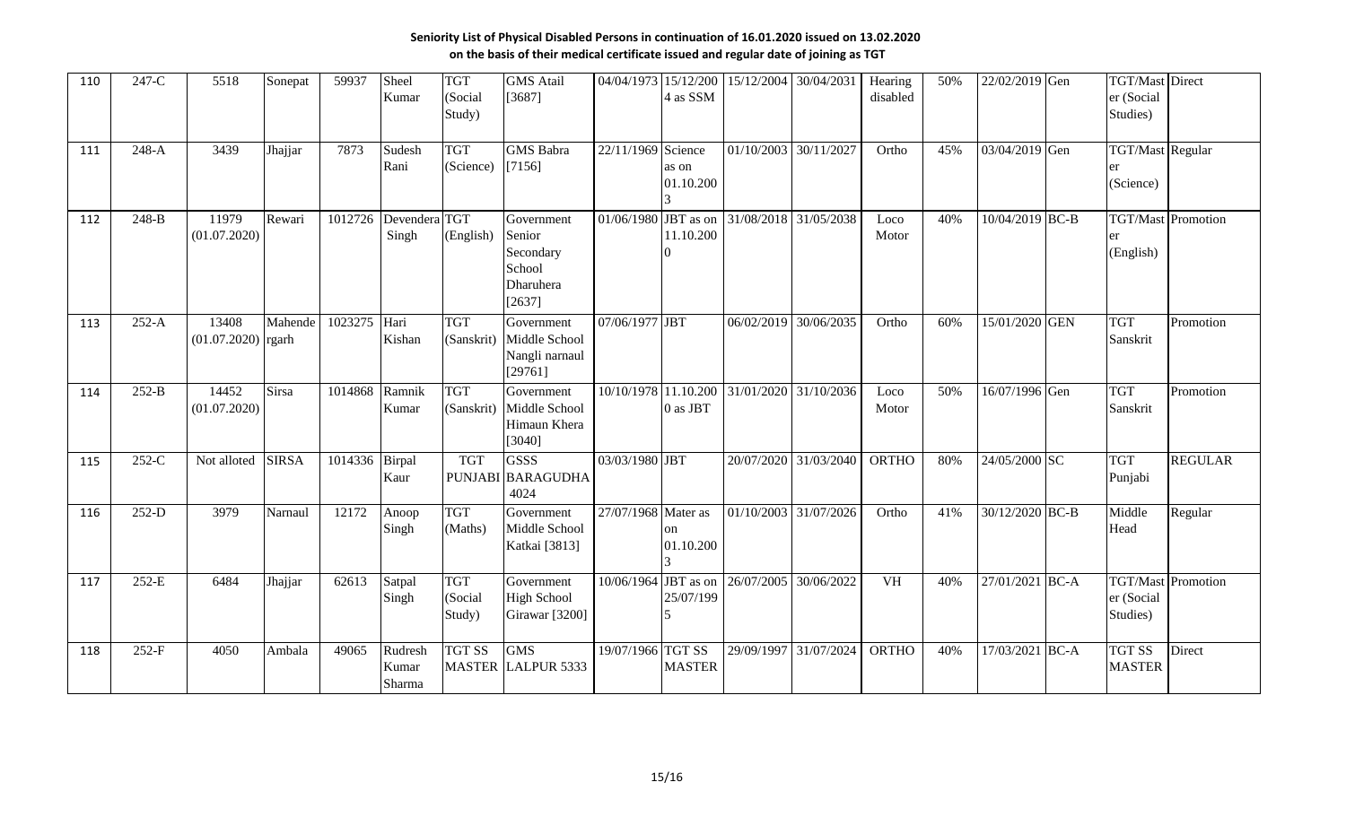**Seniority List of Physical Disabled Persons in continuation of 16.01.2020 issued on 13.02.2020**
**on the basis of their medical certificate issued and regular date of joining as TGT**

| | | | | | | | | | | | | | | | | | | |
|---|---|---|---|---|---|---|---|---|---|---|---|---|---|---|---|---|---|---|
| 110 | 247-C | 5518 | Sonepat | 59937 | Sheel Kumar | TGT (Social Study) | GMS Atail [3687] | 04/04/1973 | 15/12/2004 as SSM | 15/12/2004 | 30/04/2031 | Hearing disabled | 50% | 22/02/2019 | Gen | TGT/Master (Social Studies) | Direct |
| 111 | 248-A | 3439 | Jhajjar | 7873 | Sudesh Rani | TGT (Science) | GMS Babra [7156] | 22/11/1969 | Science as on 01.10.2003 | 01/10/2003 | 30/11/2027 | Ortho | 45% | 03/04/2019 | Gen | TGT/Master (Science) | Regular |
| 112 | 248-B | 11979 (01.07.2020) | Rewari | 1012726 | Devendera Singh | TGT (English) | Government Senior Secondary School Dharuhera [2637] | 01/06/1980 | JBT as on 11.10.2000 | 31/08/2018 | 31/05/2038 | Loco Motor | 40% | 10/04/2019 | BC-B | TGT/Master (English) | Promotion |
| 113 | 252-A | 13408 (01.07.2020) | Mahendergarh | 1023275 | Hari Kishan | TGT (Sanskrit) | Government Middle School Nangli narnaul [29761] | 07/06/1977 | JBT | 06/02/2019 | 30/06/2035 | Ortho | 60% | 15/01/2020 | GEN | TGT Sanskrit | Promotion |
| 114 | 252-B | 14452 (01.07.2020) | Sirsa | 1014868 | Ramnik Kumar | TGT (Sanskrit) | Government Middle School Himaun Khera [3040] | 10/10/1978 | 11.10.2000 as JBT | 31/01/2020 | 31/10/2036 | Loco Motor | 50% | 16/07/1996 | Gen | TGT Sanskrit | Promotion |
| 115 | 252-C | Not alloted | SIRSA | 1014336 | Birpal Kaur | TGT PUNJABI | GSSS BARAGUDHA 4024 | 03/03/1980 | JBT | 20/07/2020 | 31/03/2040 | ORTHO | 80% | 24/05/2000 | SC | TGT Punjabi | REGULAR |
| 116 | 252-D | 3979 | Narnaul | 12172 | Anoop Singh | TGT (Maths) | Government Middle School Katkai [3813] | 27/07/1968 | Mater as on 01.10.2003 | 01/10/2003 | 31/07/2026 | Ortho | 41% | 30/12/2020 | BC-B | Middle Head | Regular |
| 117 | 252-E | 6484 | Jhajjar | 62613 | Satpal Singh | TGT (Social Study) | Government High School Girawar [3200] | 10/06/1964 | JBT as on 25/07/1995 | 26/07/2005 | 30/06/2022 | VH | 40% | 27/01/2021 | BC-A | TGT/Master (Social Studies) | Promotion |
| 118 | 252-F | 4050 | Ambala | 49065 | Rudresh Kumar Sharma | TGT SS MASTER | GMS LALPUR 5333 | 19/07/1966 | TGT SS MASTER | 29/09/1997 | 31/07/2024 | ORTHO | 40% | 17/03/2021 | BC-A | TGT SS MASTER | Direct |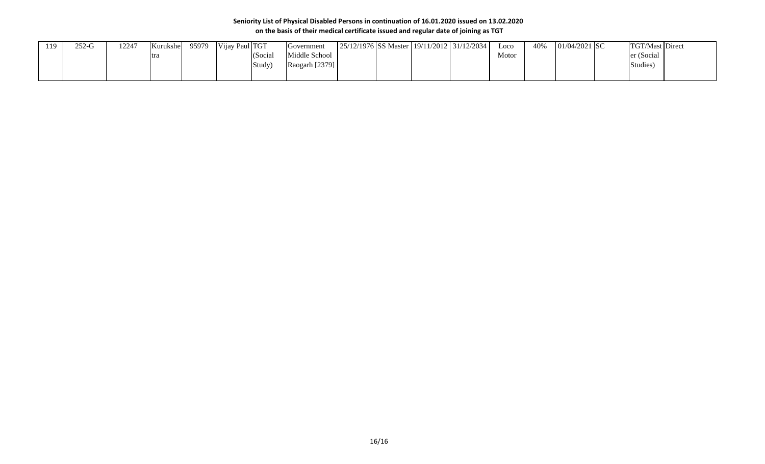**Seniority List of Physical Disabled Persons in continuation of 16.01.2020 issued on 13.02.2020**
**on the basis of their medical certificate issued and regular date of joining as TGT**

| | | | | | | | | | | | | | | | | | |
|---|---|---|---|---|---|---|---|---|---|---|---|---|---|---|---|---|---|
| 119 | 252-G | 12247 | Kurukshetra | 95979 | Vijay Paul | TGT (Social Study) | Government Middle School Raogarh [2379] | 25/12/1976 | SS Master | 19/11/2012 | 31/12/2034 | Loco Motor | 40% | 01/04/2021 | SC | TGT/Master (Social Studies) | Direct |